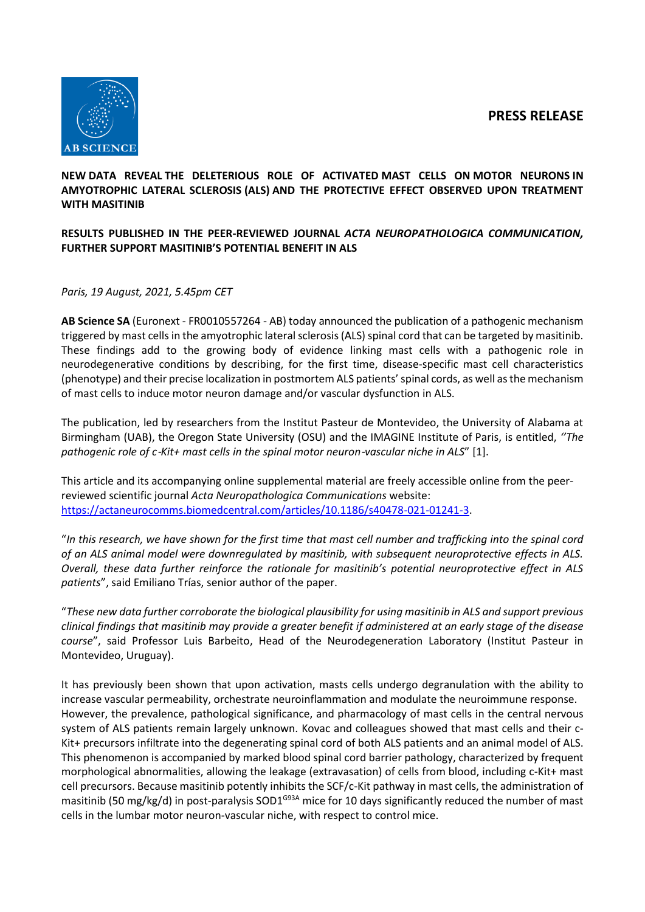**PRESS RELEASE**

**NEW DATA REVEAL THE DELETERIOUS ROLE OF ACTIVATED MAST CELLS ON MOTOR NEURONS IN AMYOTROPHIC LATERAL SCLEROSIS (ALS) AND THE PROTECTIVE EFFECT OBSERVED UPON TREATMENT WITH MASITINIB**

**RESULTS PUBLISHED IN THE PEER-REVIEWED JOURNAL *ACTA NEUROPATHOLOGICA COMMUNICATION*, FURTHER SUPPORT MASITINIB'S POTENTIAL BENEFIT IN ALS**

*Paris, 19 August, 2021, 5.45pm CET*

**AB Science SA** (Euronext - FR0010557264 - AB) today announced the publication of a pathogenic mechanism triggered by mast cells in the amyotrophic lateral sclerosis (ALS) spinal cord that can be targeted by masitinib. These findings add to the growing body of evidence linking mast cells with a pathogenic role in neurodegenerative conditions by describing, for the first time, disease-specific mast cell characteristics (phenotype) and their precise localization in postmortem ALS patients' spinal cords, as well as the mechanism of mast cells to induce motor neuron damage and/or vascular dysfunction in ALS.

The publication, led by researchers from the Institut Pasteur de Montevideo, the University of Alabama at Birmingham (UAB), the Oregon State University (OSU) and the IMAGINE Institute of Paris, is entitled, *"The pathogenic role of c-Kit+ mast cells in the spinal motor neuron-vascular niche in ALS*" [1].

This article and its accompanying online supplemental material are freely accessible online from the peer-reviewed scientific journal *Acta Neuropathologica Communications* website: https://actaneurocomms.biomedcentral.com/articles/10.1186/s40478-021-01241-3.

"*In this research, we have shown for the first time that mast cell number and trafficking into the spinal cord of an ALS animal model were downregulated by masitinib, with subsequent neuroprotective effects in ALS. Overall, these data further reinforce the rationale for masitinib's potential neuroprotective effect in ALS patients*", said Emiliano Trías, senior author of the paper.

"*These new data further corroborate the biological plausibility for using masitinib in ALS and support previous clinical findings that masitinib may provide a greater benefit if administered at an early stage of the disease course*", said Professor Luis Barbeito, Head of the Neurodegeneration Laboratory (Institut Pasteur in Montevideo, Uruguay).

It has previously been shown that upon activation, masts cells undergo degranulation with the ability to increase vascular permeability, orchestrate neuroinflammation and modulate the neuroimmune response. However, the prevalence, pathological significance, and pharmacology of mast cells in the central nervous system of ALS patients remain largely unknown. Kovac and colleagues showed that mast cells and their c-Kit+ precursors infiltrate into the degenerating spinal cord of both ALS patients and an animal model of ALS. This phenomenon is accompanied by marked blood spinal cord barrier pathology, characterized by frequent morphological abnormalities, allowing the leakage (extravasation) of cells from blood, including c-Kit+ mast cell precursors. Because masitinib potently inhibits the SCF/c-Kit pathway in mast cells, the administration of masitinib (50 mg/kg/d) in post-paralysis $SOD1^{G93A}$ mice for 10 days significantly reduced the number of mast cells in the lumbar motor neuron-vascular niche, with respect to control mice.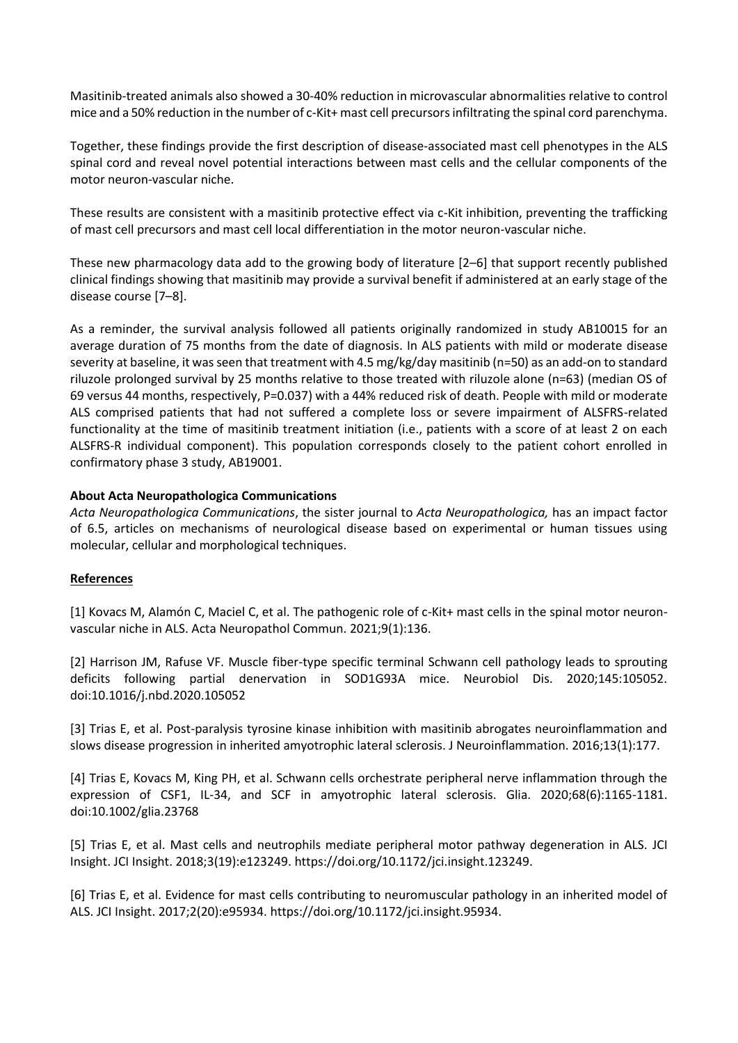Masitinib-treated animals also showed a 30-40% reduction in microvascular abnormalities relative to control mice and a 50% reduction in the number of c-Kit+ mast cell precursors infiltrating the spinal cord parenchyma.

Together, these findings provide the first description of disease-associated mast cell phenotypes in the ALS spinal cord and reveal novel potential interactions between mast cells and the cellular components of the motor neuron-vascular niche.

These results are consistent with a masitinib protective effect via c-Kit inhibition, preventing the trafficking of mast cell precursors and mast cell local differentiation in the motor neuron-vascular niche.

These new pharmacology data add to the growing body of literature [2–6] that support recently published clinical findings showing that masitinib may provide a survival benefit if administered at an early stage of the disease course [7–8].

As a reminder, the survival analysis followed all patients originally randomized in study AB10015 for an average duration of 75 months from the date of diagnosis. In ALS patients with mild or moderate disease severity at baseline, it was seen that treatment with 4.5 mg/kg/day masitinib (n=50) as an add-on to standard riluzole prolonged survival by 25 months relative to those treated with riluzole alone (n=63) (median OS of 69 versus 44 months, respectively, P=0.037) with a 44% reduced risk of death. People with mild or moderate ALS comprised patients that had not suffered a complete loss or severe impairment of ALSFRS-related functionality at the time of masitinib treatment initiation (i.e., patients with a score of at least 2 on each ALSFRS-R individual component). This population corresponds closely to the patient cohort enrolled in confirmatory phase 3 study, AB19001.

**About Acta Neuropathologica Communications**

*Acta Neuropathologica Communications*, the sister journal to *Acta Neuropathologica,* has an impact factor of 6.5, articles on mechanisms of neurological disease based on experimental or human tissues using molecular, cellular and morphological techniques.

**References**

[1] Kovacs M, Alamón C, Maciel C, et al. The pathogenic role of c-Kit+ mast cells in the spinal motor neuron-vascular niche in ALS. Acta Neuropathol Commun. 2021;9(1):136.

[2] Harrison JM, Rafuse VF. Muscle fiber-type specific terminal Schwann cell pathology leads to sprouting deficits following partial denervation in SOD1G93A mice. Neurobiol Dis. 2020;145:105052. doi:10.1016/j.nbd.2020.105052

[3] Trias E, et al. Post-paralysis tyrosine kinase inhibition with masitinib abrogates neuroinflammation and slows disease progression in inherited amyotrophic lateral sclerosis. J Neuroinflammation. 2016;13(1):177.

[4] Trias E, Kovacs M, King PH, et al. Schwann cells orchestrate peripheral nerve inflammation through the expression of CSF1, IL-34, and SCF in amyotrophic lateral sclerosis. Glia. 2020;68(6):1165-1181. doi:10.1002/glia.23768

[5] Trias E, et al. Mast cells and neutrophils mediate peripheral motor pathway degeneration in ALS. JCI Insight. JCI Insight. 2018;3(19):e123249. https://doi.org/10.1172/jci.insight.123249.

[6] Trias E, et al. Evidence for mast cells contributing to neuromuscular pathology in an inherited model of ALS. JCI Insight. 2017;2(20):e95934. https://doi.org/10.1172/jci.insight.95934.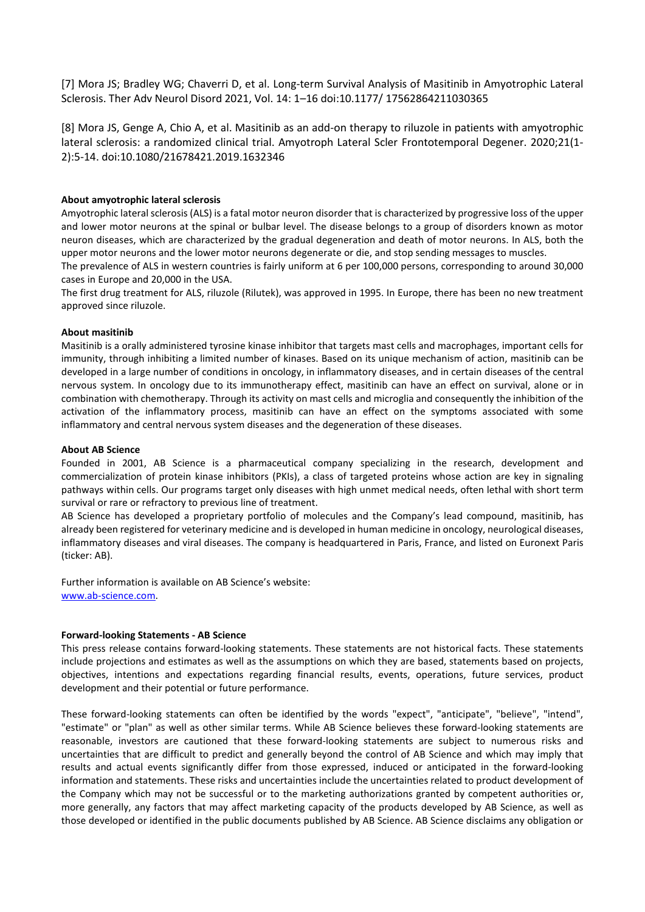[7] Mora JS; Bradley WG; Chaverri D, et al. Long-term Survival Analysis of Masitinib in Amyotrophic Lateral Sclerosis. Ther Adv Neurol Disord 2021, Vol. 14: 1–16 doi:10.1177/ 17562864211030365

[8] Mora JS, Genge A, Chio A, et al. Masitinib as an add-on therapy to riluzole in patients with amyotrophic lateral sclerosis: a randomized clinical trial. Amyotroph Lateral Scler Frontotemporal Degener. 2020;21(1-2):5-14. doi:10.1080/21678421.2019.1632346

**About amyotrophic lateral sclerosis**

Amyotrophic lateral sclerosis (ALS) is a fatal motor neuron disorder that is characterized by progressive loss of the upper and lower motor neurons at the spinal or bulbar level. The disease belongs to a group of disorders known as motor neuron diseases, which are characterized by the gradual degeneration and death of motor neurons. In ALS, both the upper motor neurons and the lower motor neurons degenerate or die, and stop sending messages to muscles.

The prevalence of ALS in western countries is fairly uniform at 6 per 100,000 persons, corresponding to around 30,000 cases in Europe and 20,000 in the USA.

The first drug treatment for ALS, riluzole (Rilutek), was approved in 1995. In Europe, there has been no new treatment approved since riluzole.

**About masitinib**

Masitinib is a orally administered tyrosine kinase inhibitor that targets mast cells and macrophages, important cells for immunity, through inhibiting a limited number of kinases. Based on its unique mechanism of action, masitinib can be developed in a large number of conditions in oncology, in inflammatory diseases, and in certain diseases of the central nervous system. In oncology due to its immunotherapy effect, masitinib can have an effect on survival, alone or in combination with chemotherapy. Through its activity on mast cells and microglia and consequently the inhibition of the activation of the inflammatory process, masitinib can have an effect on the symptoms associated with some inflammatory and central nervous system diseases and the degeneration of these diseases.

**About AB Science**

Founded in 2001, AB Science is a pharmaceutical company specializing in the research, development and commercialization of protein kinase inhibitors (PKIs), a class of targeted proteins whose action are key in signaling pathways within cells. Our programs target only diseases with high unmet medical needs, often lethal with short term survival or rare or refractory to previous line of treatment.

AB Science has developed a proprietary portfolio of molecules and the Company's lead compound, masitinib, has already been registered for veterinary medicine and is developed in human medicine in oncology, neurological diseases, inflammatory diseases and viral diseases. The company is headquartered in Paris, France, and listed on Euronext Paris (ticker: AB).

Further information is available on AB Science's website:
www.ab-science.com.

**Forward-looking Statements - AB Science**

This press release contains forward-looking statements. These statements are not historical facts. These statements include projections and estimates as well as the assumptions on which they are based, statements based on projects, objectives, intentions and expectations regarding financial results, events, operations, future services, product development and their potential or future performance.

These forward-looking statements can often be identified by the words "expect", "anticipate", "believe", "intend", "estimate" or "plan" as well as other similar terms. While AB Science believes these forward-looking statements are reasonable, investors are cautioned that these forward-looking statements are subject to numerous risks and uncertainties that are difficult to predict and generally beyond the control of AB Science and which may imply that results and actual events significantly differ from those expressed, induced or anticipated in the forward-looking information and statements. These risks and uncertainties include the uncertainties related to product development of the Company which may not be successful or to the marketing authorizations granted by competent authorities or, more generally, any factors that may affect marketing capacity of the products developed by AB Science, as well as those developed or identified in the public documents published by AB Science. AB Science disclaims any obligation or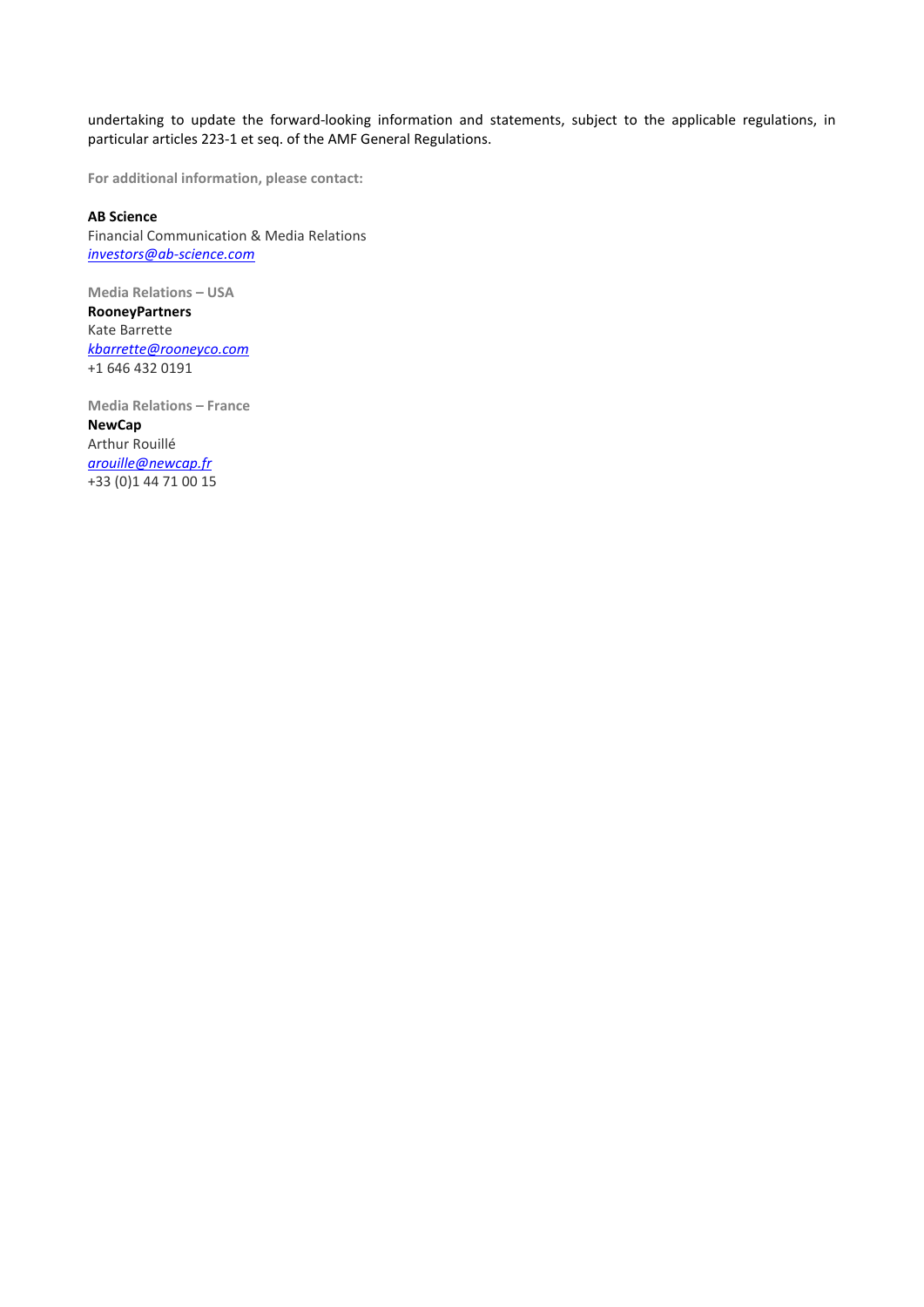undertaking to update the forward-looking information and statements, subject to the applicable regulations, in particular articles 223-1 et seq. of the AMF General Regulations.

**For additional information, please contact:**

**AB Science**  
Financial Communication & Media Relations  
*investors@ab-science.com*

**Media Relations – USA**  
**RooneyPartners**  
Kate Barrette  
*kbarrette@rooneyco.com*  
+1 646 432 0191

**Media Relations – France**  
**NewCap**  
Arthur Rouillé  
*arouille@newcap.fr*  
+33 (0)1 44 71 00 15